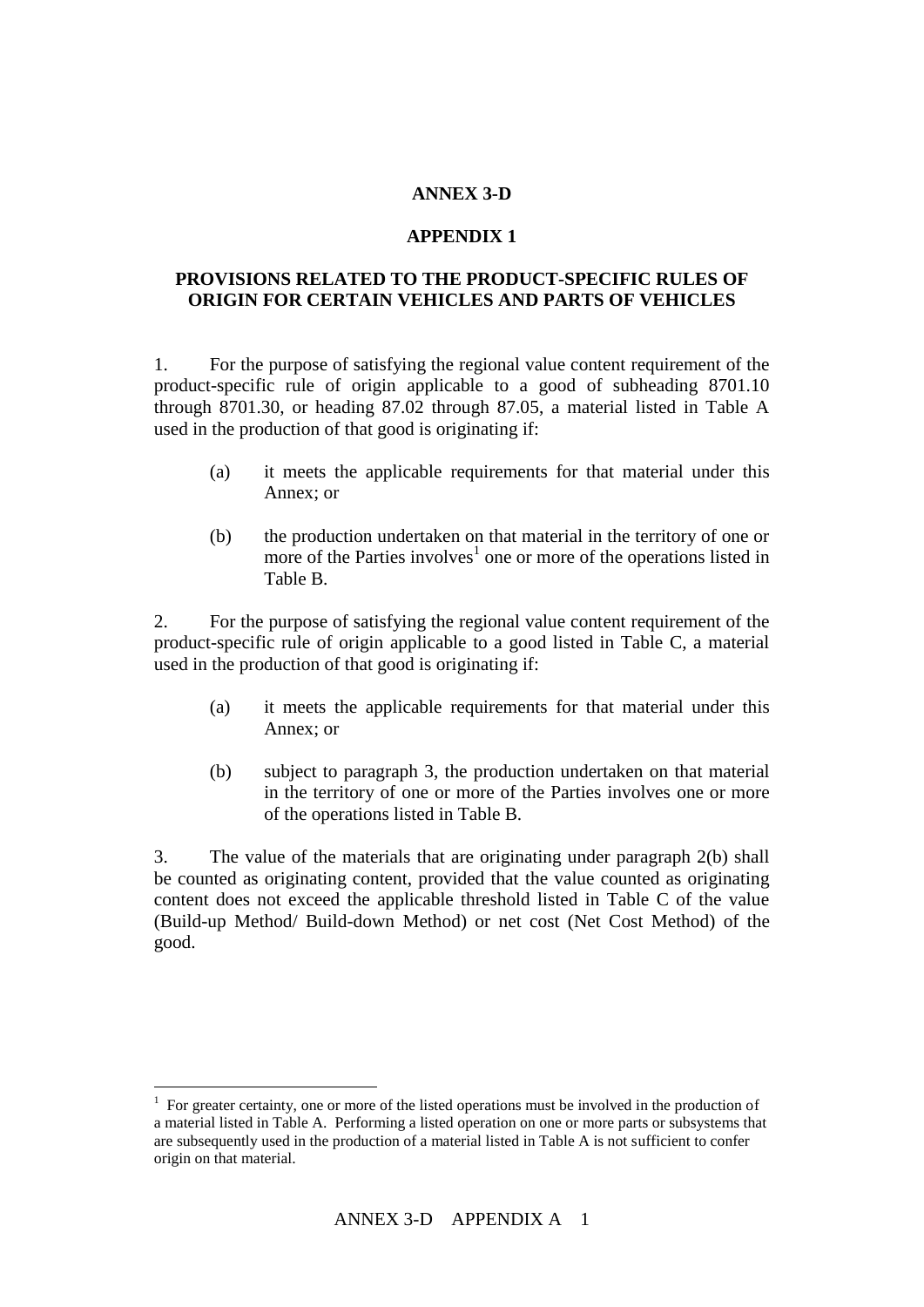# ANNEX 3-D

## APPENDIX 1

## PROVISIONS RELATED TO THE PRODUCT-SPECIFIC RULES OF ORIGIN FOR CERTAIN VEHICLES AND PARTS OF VEHICLES

1. For the purpose of satisfying the regional value content requirement of the product-specific rule of origin applicable to a good of subheading 8701.10 through 8701.30, or heading 87.02 through 87.05, a material listed in Table A used in the production of that good is originating if:

   (a) it meets the applicable requirements for that material under this Annex; or

   (b) the production undertaken on that material in the territory of one or more of the Parties involves[1] one or more of the operations listed in Table B.

2. For the purpose of satisfying the regional value content requirement of the product-specific rule of origin applicable to a good listed in Table C, a material used in the production of that good is originating if:

   (a) it meets the applicable requirements for that material under this Annex; or

   (b) subject to paragraph 3, the production undertaken on that material in the territory of one or more of the Parties involves one or more of the operations listed in Table B.

3. The value of the materials that are originating under paragraph 2(b) shall be counted as originating content, provided that the value counted as originating content does not exceed the applicable threshold listed in Table C of the value (Build-up Method/ Build-down Method) or net cost (Net Cost Method) of the good.

[1] For greater certainty, one or more of the listed operations must be involved in the production of a material listed in Table A. Performing a listed operation on one or more parts or subsystems that are subsequently used in the production of a material listed in Table A is not sufficient to confer origin on that material.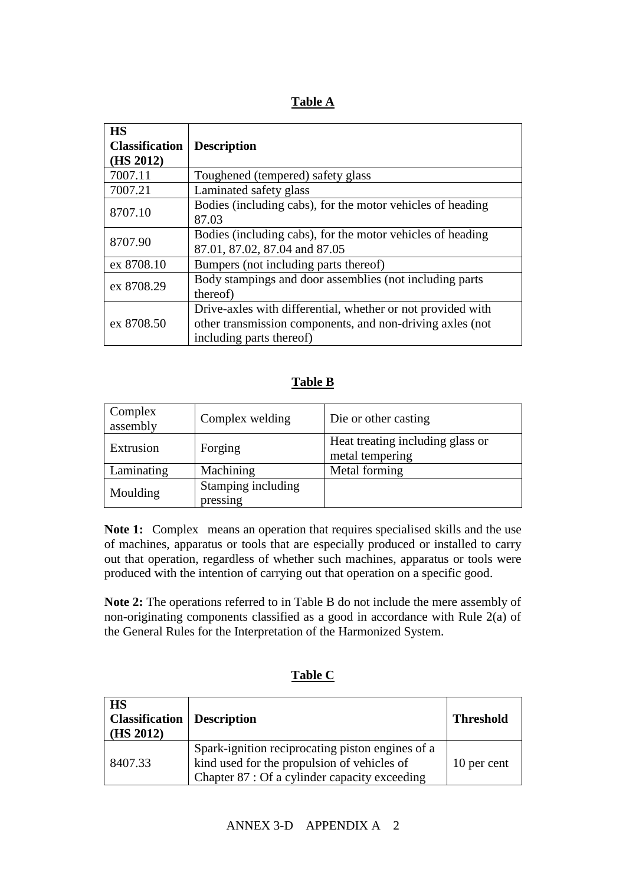**Table A**

| HS Classification (HS 2012) | Description |
| --- | --- |
| 7007.11 | Toughened (tempered) safety glass |
| 7007.21 | Laminated safety glass |
| 8707.10 | Bodies (including cabs), for the motor vehicles of heading 87.03 |
| 8707.90 | Bodies (including cabs), for the motor vehicles of heading 87.01, 87.02, 87.04 and 87.05 |
| ex 8708.10 | Bumpers (not including parts thereof) |
| ex 8708.29 | Body stampings and door assemblies (not including parts thereof) |
| ex 8708.50 | Drive-axles with differential, whether or not provided with other transmission components, and non-driving axles (not including parts thereof) |

**Table B**

| | | |
| --- | --- | --- |
| Complex assembly | Complex welding | Die or other casting |
| Extrusion | Forging | Heat treating including glass or metal tempering |
| Laminating | Machining | Metal forming |
| Moulding | Stamping including pressing | |

**Note 1:** Complex means an operation that requires specialised skills and the use of machines, apparatus or tools that are especially produced or installed to carry out that operation, regardless of whether such machines, apparatus or tools were produced with the intention of carrying out that operation on a specific good.

**Note 2:** The operations referred to in Table B do not include the mere assembly of non-originating components classified as a good in accordance with Rule 2(a) of the General Rules for the Interpretation of the Harmonized System.

**Table C**

| HS Classification (HS 2012) | Description | Threshold |
| --- | --- | --- |
| 8407.33 | Spark-ignition reciprocating piston engines of a kind used for the propulsion of vehicles of Chapter 87 : Of a cylinder capacity exceeding | 10 per cent |

ANNEX 3-D APPENDIX A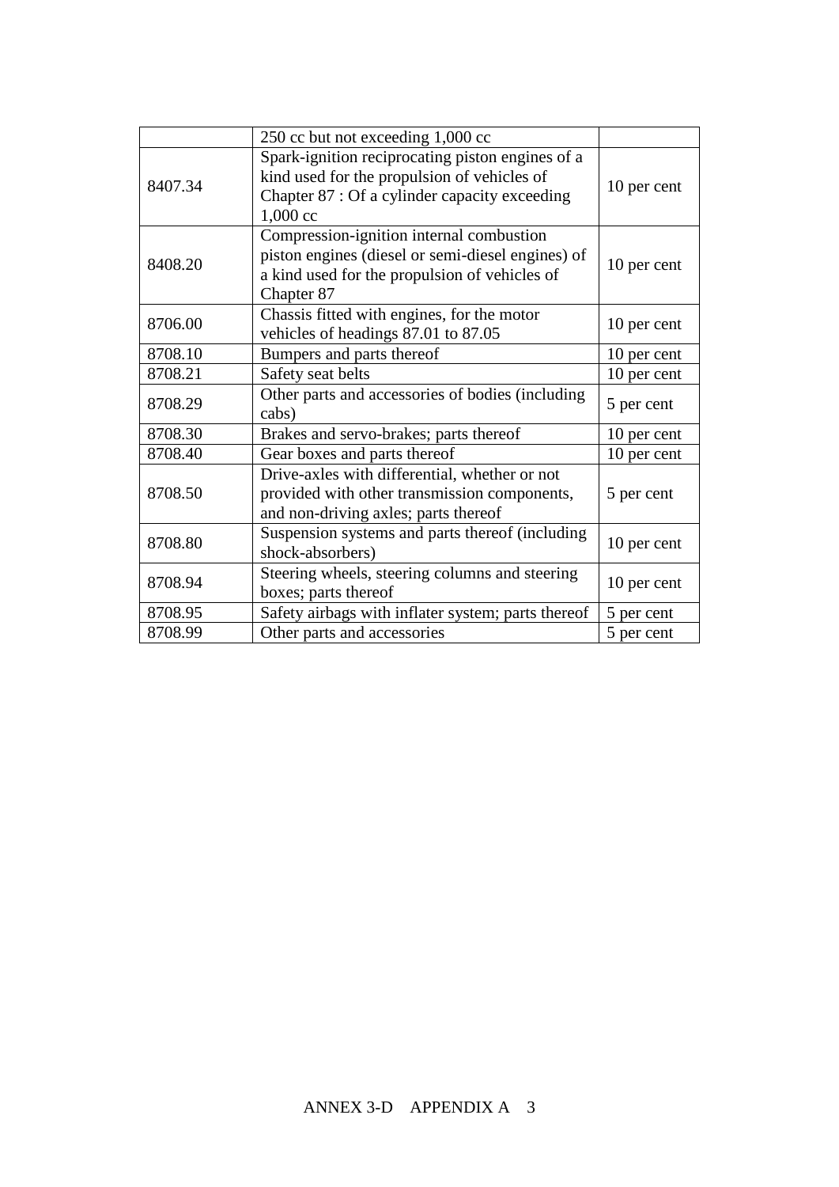| | | |
|---|---|---|
| | 250 cc but not exceeding 1,000 cc | |
| 8407.34 | Spark-ignition reciprocating piston engines of a kind used for the propulsion of vehicles of Chapter 87 : Of a cylinder capacity exceeding 1,000 cc | 10 per cent |
| 8408.20 | Compression-ignition internal combustion piston engines (diesel or semi-diesel engines) of a kind used for the propulsion of vehicles of Chapter 87 | 10 per cent |
| 8706.00 | Chassis fitted with engines, for the motor vehicles of headings 87.01 to 87.05 | 10 per cent |
| 8708.10 | Bumpers and parts thereof | 10 per cent |
| 8708.21 | Safety seat belts | 10 per cent |
| 8708.29 | Other parts and accessories of bodies (including cabs) | 5 per cent |
| 8708.30 | Brakes and servo-brakes; parts thereof | 10 per cent |
| 8708.40 | Gear boxes and parts thereof | 10 per cent |
| 8708.50 | Drive-axles with differential, whether or not provided with other transmission components, and non-driving axles; parts thereof | 5 per cent |
| 8708.80 | Suspension systems and parts thereof (including shock-absorbers) | 10 per cent |
| 8708.94 | Steering wheels, steering columns and steering boxes; parts thereof | 10 per cent |
| 8708.95 | Safety airbags with inflater system; parts thereof | 5 per cent |
| 8708.99 | Other parts and accessories | 5 per cent |